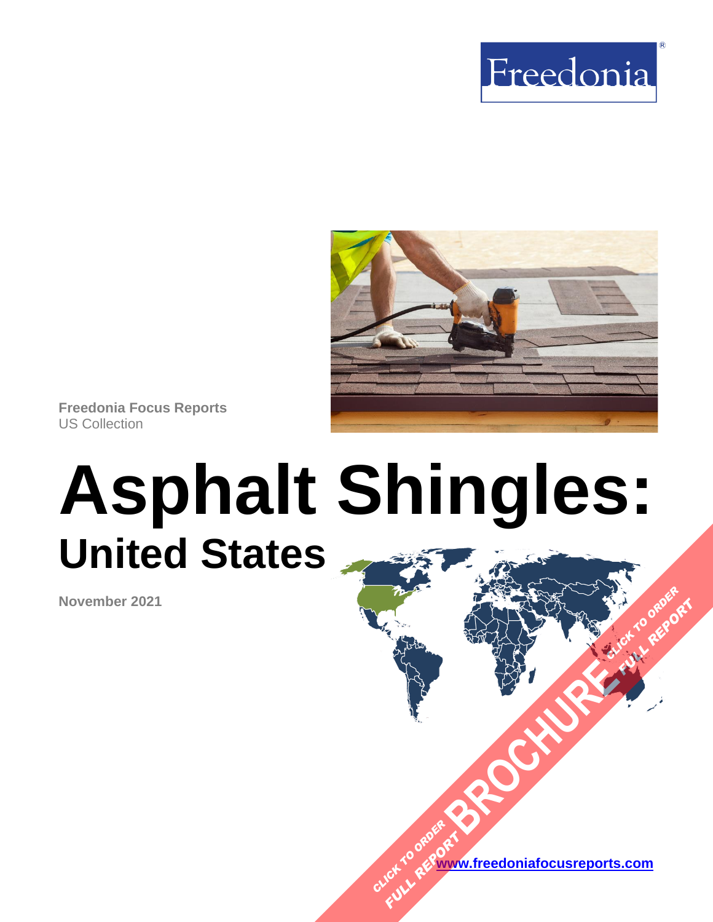Freedonia

Freedonia Focus Reports
US Collection

# Asphalt Shingles:
## United States

November 2021

CLICK TO ORDER FULL REPORT BROCHURE CLICK TO ORDER FULL REPORT

www.freedoniafocusreports.com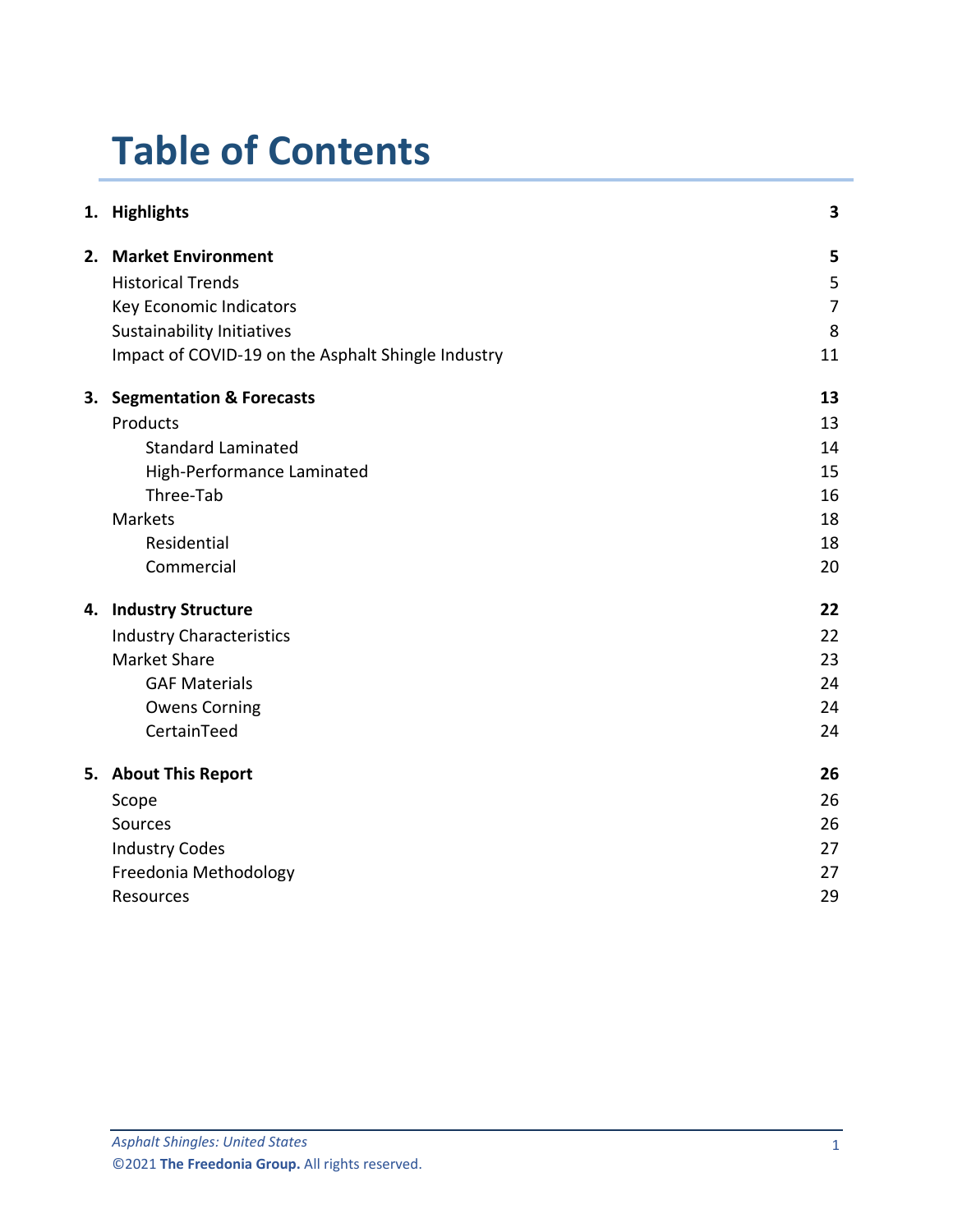# Table of Contents

| | | |
|---|---|---|
| **1.** | **Highlights** | **3** |
| **2.** | **Market Environment** | **5** |
| | Historical Trends | 5 |
| | Key Economic Indicators | 7 |
| | Sustainability Initiatives | 8 |
| | Impact of COVID-19 on the Asphalt Shingle Industry | 11 |
| **3.** | **Segmentation & Forecasts** | **13** |
| | Products | 13 |
| | Standard Laminated | 14 |
| | High-Performance Laminated | 15 |
| | Three-Tab | 16 |
| | Markets | 18 |
| | Residential | 18 |
| | Commercial | 20 |
| **4.** | **Industry Structure** | **22** |
| | Industry Characteristics | 22 |
| | Market Share | 23 |
| | GAF Materials | 24 |
| | Owens Corning | 24 |
| | CertainTeed | 24 |
| **5.** | **About This Report** | **26** |
| | Scope | 26 |
| | Sources | 26 |
| | Industry Codes | 27 |
| | Freedonia Methodology | 27 |
| | Resources | 29 |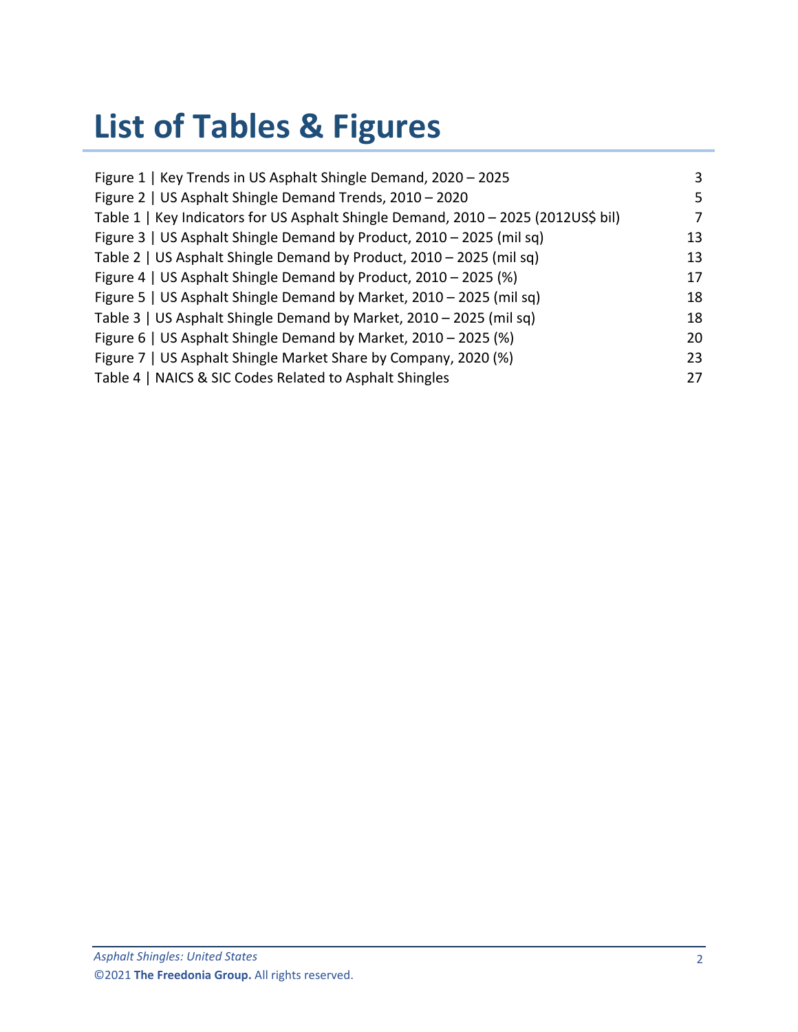# List of Tables & Figures

| | |
|---|---|
| Figure 1 \| Key Trends in US Asphalt Shingle Demand, 2020 – 2025 | 3 |
| Figure 2 \| US Asphalt Shingle Demand Trends, 2010 – 2020 | 5 |
| Table 1 \| Key Indicators for US Asphalt Shingle Demand, 2010 – 2025 (2012US$ bil) | 7 |
| Figure 3 \| US Asphalt Shingle Demand by Product, 2010 – 2025 (mil sq) | 13 |
| Table 2 \| US Asphalt Shingle Demand by Product, 2010 – 2025 (mil sq) | 13 |
| Figure 4 \| US Asphalt Shingle Demand by Product, 2010 – 2025 (%) | 17 |
| Figure 5 \| US Asphalt Shingle Demand by Market, 2010 – 2025 (mil sq) | 18 |
| Table 3 \| US Asphalt Shingle Demand by Market, 2010 – 2025 (mil sq) | 18 |
| Figure 6 \| US Asphalt Shingle Demand by Market, 2010 – 2025 (%) | 20 |
| Figure 7 \| US Asphalt Shingle Market Share by Company, 2020 (%) | 23 |
| Table 4 \| NAICS & SIC Codes Related to Asphalt Shingles | 27 |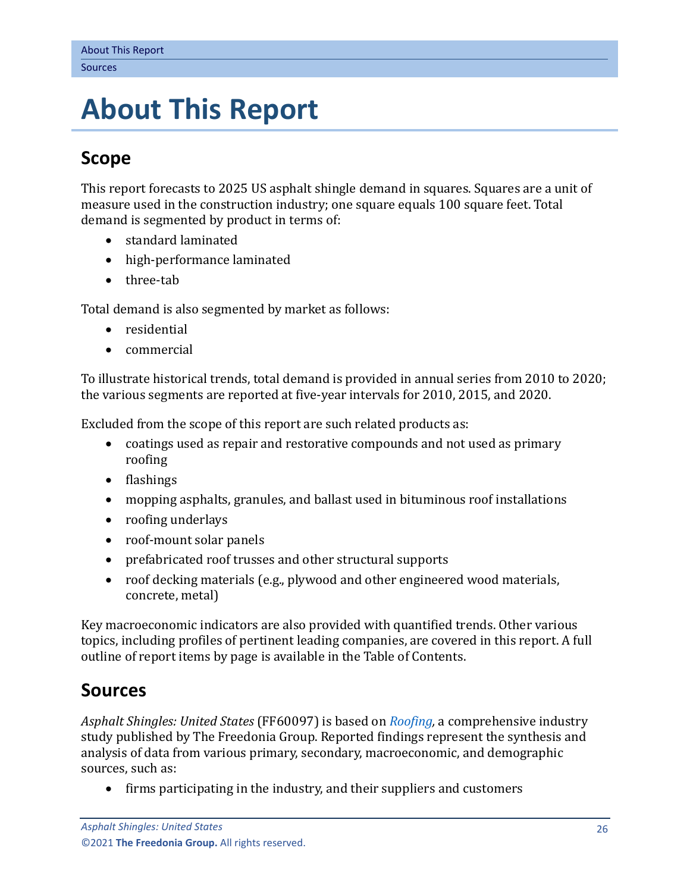# About This Report

## Scope

This report forecasts to 2025 US asphalt shingle demand in squares. Squares are a unit of measure used in the construction industry; one square equals 100 square feet. Total demand is segmented by product in terms of:

- standard laminated
- high-performance laminated
- three-tab

Total demand is also segmented by market as follows:

- residential
- commercial

To illustrate historical trends, total demand is provided in annual series from 2010 to 2020; the various segments are reported at five-year intervals for 2010, 2015, and 2020.

Excluded from the scope of this report are such related products as:

- coatings used as repair and restorative compounds and not used as primary roofing
- flashings
- mopping asphalts, granules, and ballast used in bituminous roof installations
- roofing underlays
- roof-mount solar panels
- prefabricated roof trusses and other structural supports
- roof decking materials (e.g., plywood and other engineered wood materials, concrete, metal)

Key macroeconomic indicators are also provided with quantified trends. Other various topics, including profiles of pertinent leading companies, are covered in this report. A full outline of report items by page is available in the Table of Contents.

## Sources

*Asphalt Shingles: United States* (FF60097) is based on *Roofing*, a comprehensive industry study published by The Freedonia Group. Reported findings represent the synthesis and analysis of data from various primary, secondary, macroeconomic, and demographic sources, such as:

- firms participating in the industry, and their suppliers and customers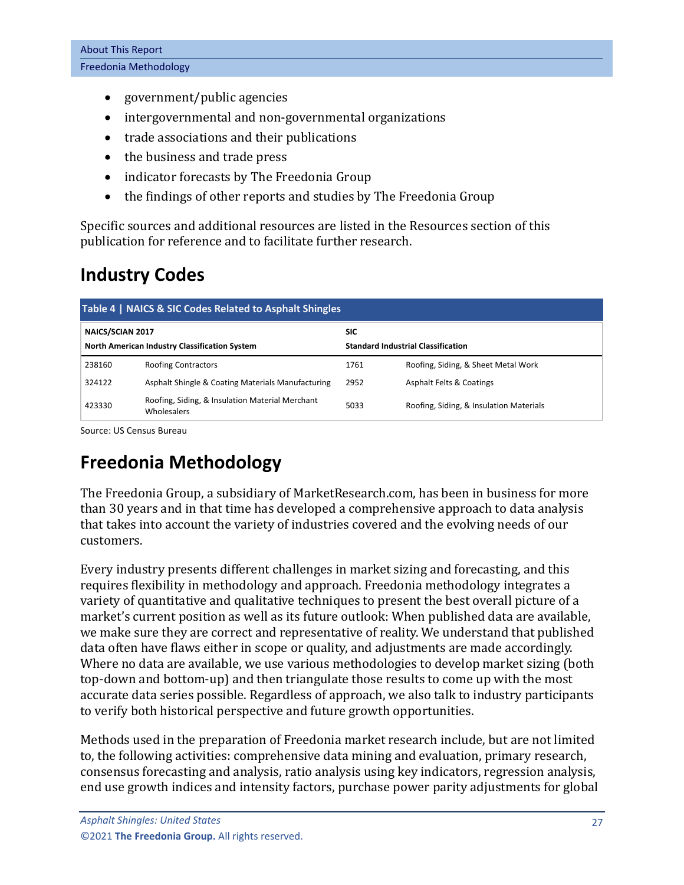- government/public agencies
- intergovernmental and non-governmental organizations
- trade associations and their publications
- the business and trade press
- indicator forecasts by The Freedonia Group
- the findings of other reports and studies by The Freedonia Group

Specific sources and additional resources are listed in the Resources section of this publication for reference and to facilitate further research.

## Industry Codes

**Table 4 | NAICS & SIC Codes Related to Asphalt Shingles**

| NAICS/SCIAN 2017<br>North American Industry Classification System | | SIC<br>Standard Industrial Classification | |
|---|---|---|---|
| 238160 | Roofing Contractors | 1761 | Roofing, Siding, & Sheet Metal Work |
| 324122 | Asphalt Shingle & Coating Materials Manufacturing | 2952 | Asphalt Felts & Coatings |
| 423330 | Roofing, Siding, & Insulation Material Merchant Wholesalers | 5033 | Roofing, Siding, & Insulation Materials |

Source: US Census Bureau

## Freedonia Methodology

The Freedonia Group, a subsidiary of MarketResearch.com, has been in business for more than 30 years and in that time has developed a comprehensive approach to data analysis that takes into account the variety of industries covered and the evolving needs of our customers.

Every industry presents different challenges in market sizing and forecasting, and this requires flexibility in methodology and approach. Freedonia methodology integrates a variety of quantitative and qualitative techniques to present the best overall picture of a market's current position as well as its future outlook: When published data are available, we make sure they are correct and representative of reality. We understand that published data often have flaws either in scope or quality, and adjustments are made accordingly. Where no data are available, we use various methodologies to develop market sizing (both top-down and bottom-up) and then triangulate those results to come up with the most accurate data series possible. Regardless of approach, we also talk to industry participants to verify both historical perspective and future growth opportunities.

Methods used in the preparation of Freedonia market research include, but are not limited to, the following activities: comprehensive data mining and evaluation, primary research, consensus forecasting and analysis, ratio analysis using key indicators, regression analysis, end use growth indices and intensity factors, purchase power parity adjustments for global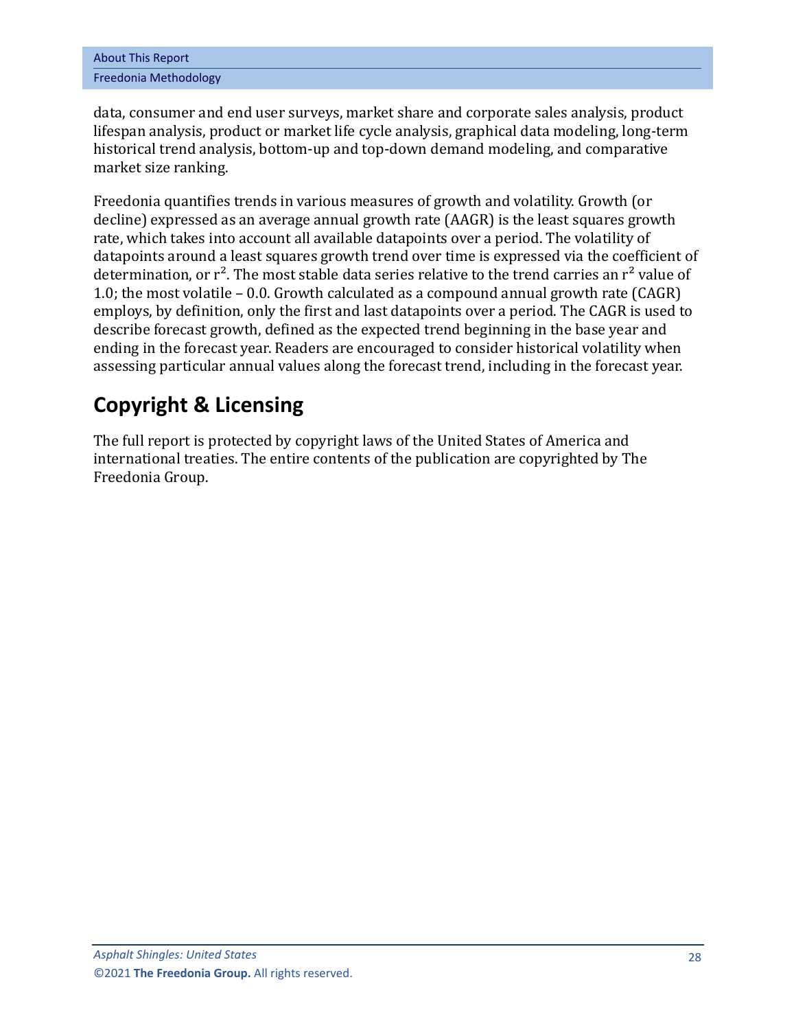data, consumer and end user surveys, market share and corporate sales analysis, product lifespan analysis, product or market life cycle analysis, graphical data modeling, long-term historical trend analysis, bottom-up and top-down demand modeling, and comparative market size ranking.

Freedonia quantifies trends in various measures of growth and volatility. Growth (or decline) expressed as an average annual growth rate (AAGR) is the least squares growth rate, which takes into account all available datapoints over a period. The volatility of datapoints around a least squares growth trend over time is expressed via the coefficient of determination, or $r^2$. The most stable data series relative to the trend carries an $r^2$ value of 1.0; the most volatile – 0.0. Growth calculated as a compound annual growth rate (CAGR) employs, by definition, only the first and last datapoints over a period. The CAGR is used to describe forecast growth, defined as the expected trend beginning in the base year and ending in the forecast year. Readers are encouraged to consider historical volatility when assessing particular annual values along the forecast trend, including in the forecast year.

## Copyright & Licensing

The full report is protected by copyright laws of the United States of America and international treaties. The entire contents of the publication are copyrighted by The Freedonia Group.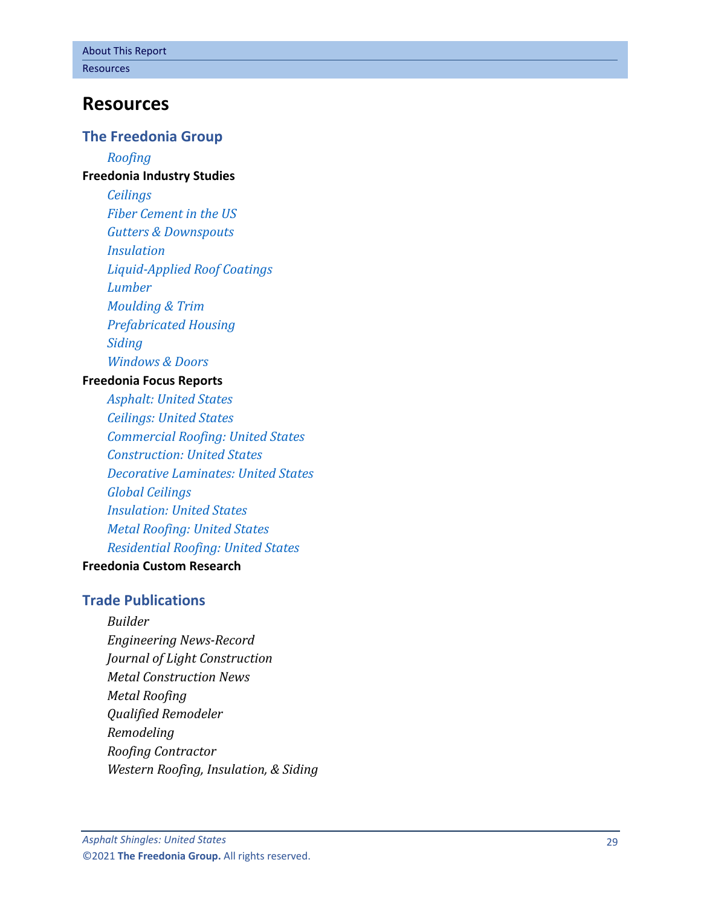# Resources

## The Freedonia Group

*Roofing*

**Freedonia Industry Studies**

*Ceilings*
*Fiber Cement in the US*
*Gutters & Downspouts*
*Insulation*
*Liquid-Applied Roof Coatings*
*Lumber*
*Moulding & Trim*
*Prefabricated Housing*
*Siding*
*Windows & Doors*

**Freedonia Focus Reports**

*Asphalt: United States*
*Ceilings: United States*
*Commercial Roofing: United States*
*Construction: United States*
*Decorative Laminates: United States*
*Global Ceilings*
*Insulation: United States*
*Metal Roofing: United States*
*Residential Roofing: United States*

**Freedonia Custom Research**

## Trade Publications

*Builder*
*Engineering News-Record*
*Journal of Light Construction*
*Metal Construction News*
*Metal Roofing*
*Qualified Remodeler*
*Remodeling*
*Roofing Contractor*
*Western Roofing, Insulation, & Siding*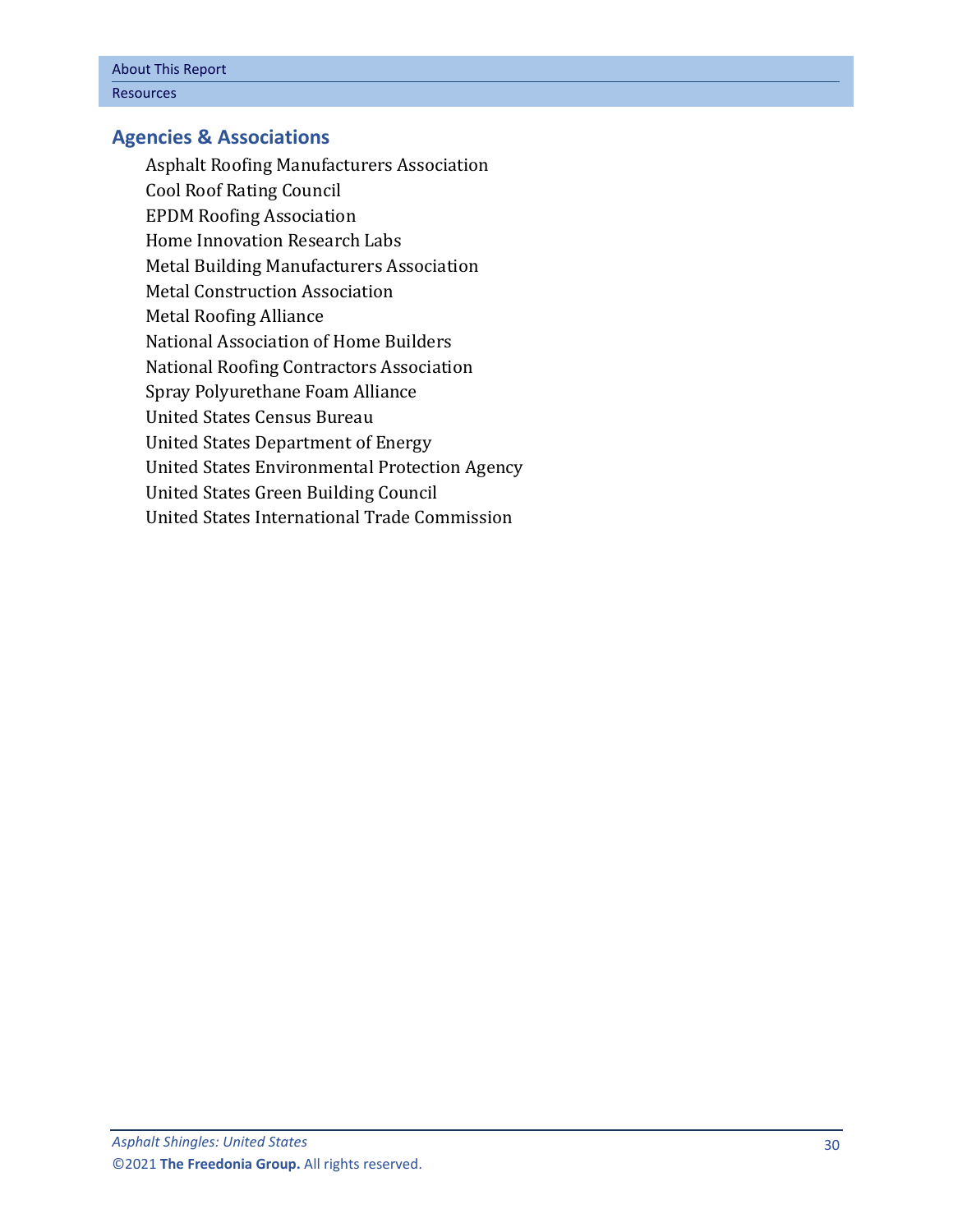## Agencies & Associations

Asphalt Roofing Manufacturers Association
Cool Roof Rating Council
EPDM Roofing Association
Home Innovation Research Labs
Metal Building Manufacturers Association
Metal Construction Association
Metal Roofing Alliance
National Association of Home Builders
National Roofing Contractors Association
Spray Polyurethane Foam Alliance
United States Census Bureau
United States Department of Energy
United States Environmental Protection Agency
United States Green Building Council
United States International Trade Commission